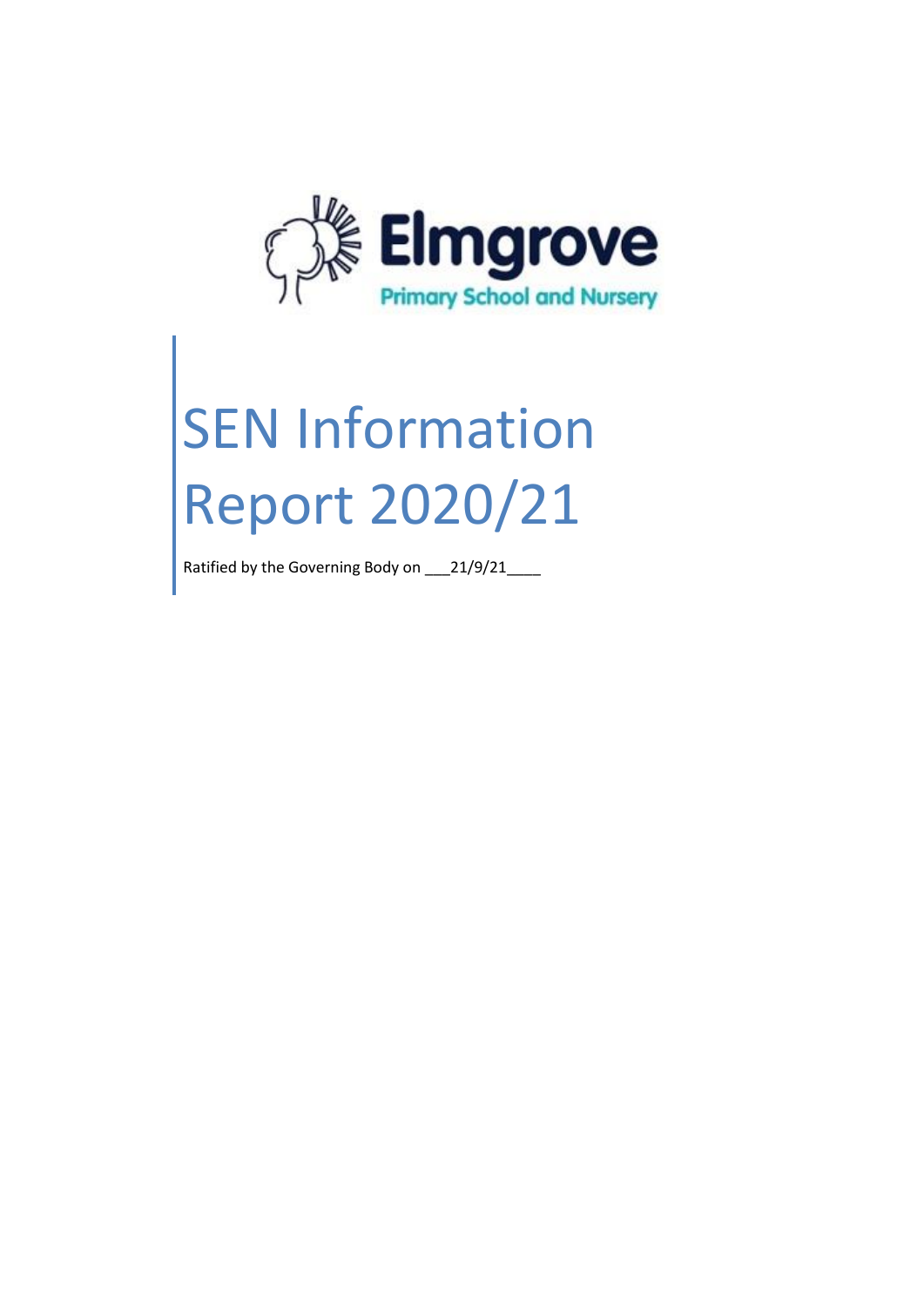Elmgrove

Primary School and Nursery

# SEN Information Report 2020/21

Ratified by the Governing Body on ___21/9/21____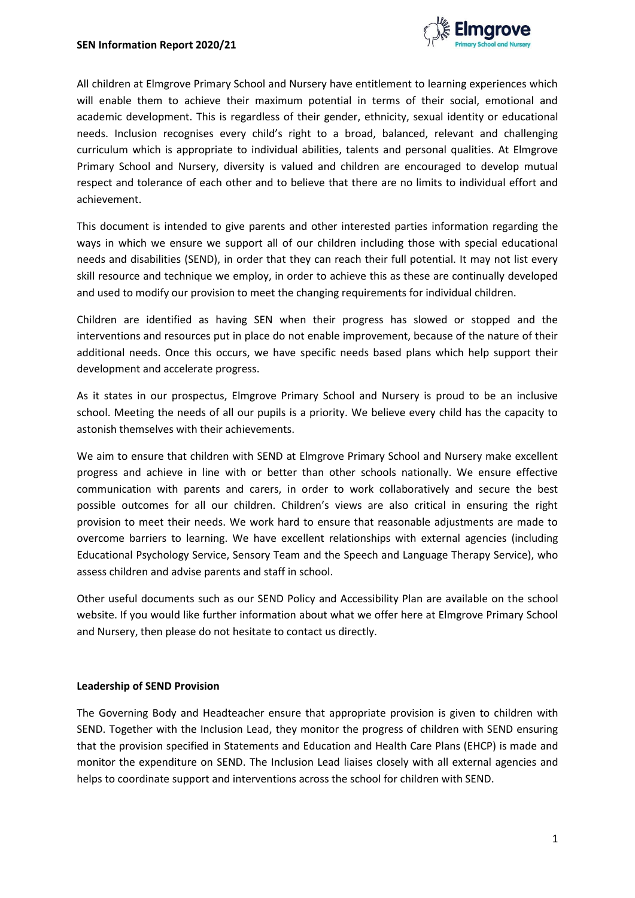All children at Elmgrove Primary School and Nursery have entitlement to learning experiences which will enable them to achieve their maximum potential in terms of their social, emotional and academic development. This is regardless of their gender, ethnicity, sexual identity or educational needs. Inclusion recognises every child's right to a broad, balanced, relevant and challenging curriculum which is appropriate to individual abilities, talents and personal qualities. At Elmgrove Primary School and Nursery, diversity is valued and children are encouraged to develop mutual respect and tolerance of each other and to believe that there are no limits to individual effort and achievement.

This document is intended to give parents and other interested parties information regarding the ways in which we ensure we support all of our children including those with special educational needs and disabilities (SEND), in order that they can reach their full potential. It may not list every skill resource and technique we employ, in order to achieve this as these are continually developed and used to modify our provision to meet the changing requirements for individual children.

Children are identified as having SEN when their progress has slowed or stopped and the interventions and resources put in place do not enable improvement, because of the nature of their additional needs. Once this occurs, we have specific needs based plans which help support their development and accelerate progress.

As it states in our prospectus, Elmgrove Primary School and Nursery is proud to be an inclusive school. Meeting the needs of all our pupils is a priority. We believe every child has the capacity to astonish themselves with their achievements.

We aim to ensure that children with SEND at Elmgrove Primary School and Nursery make excellent progress and achieve in line with or better than other schools nationally. We ensure effective communication with parents and carers, in order to work collaboratively and secure the best possible outcomes for all our children. Children's views are also critical in ensuring the right provision to meet their needs. We work hard to ensure that reasonable adjustments are made to overcome barriers to learning. We have excellent relationships with external agencies (including Educational Psychology Service, Sensory Team and the Speech and Language Therapy Service), who assess children and advise parents and staff in school.

Other useful documents such as our SEND Policy and Accessibility Plan are available on the school website. If you would like further information about what we offer here at Elmgrove Primary School and Nursery, then please do not hesitate to contact us directly.

**Leadership of SEND Provision**

The Governing Body and Headteacher ensure that appropriate provision is given to children with SEND. Together with the Inclusion Lead, they monitor the progress of children with SEND ensuring that the provision specified in Statements and Education and Health Care Plans (EHCP) is made and monitor the expenditure on SEND. The Inclusion Lead liaises closely with all external agencies and helps to coordinate support and interventions across the school for children with SEND.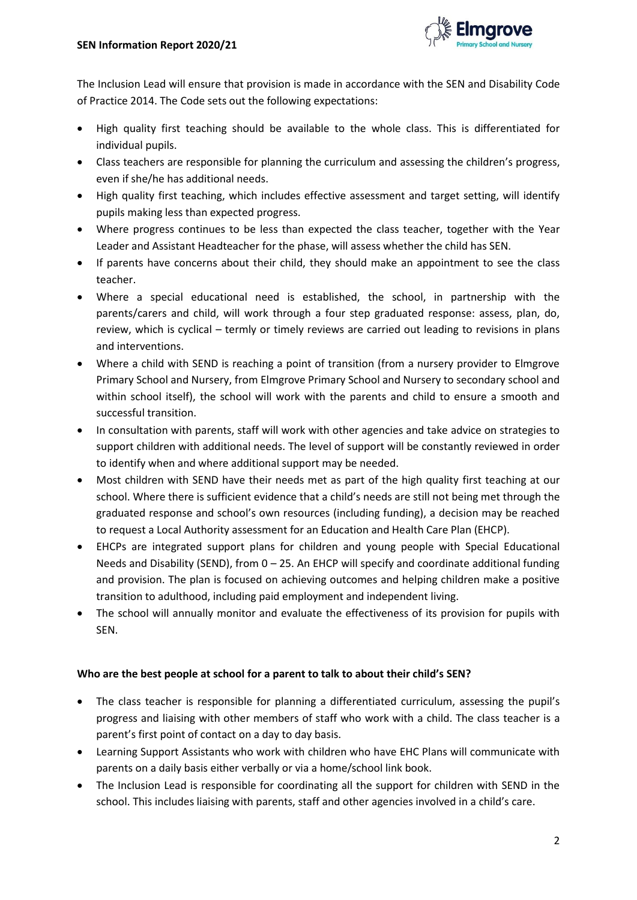The Inclusion Lead will ensure that provision is made in accordance with the SEN and Disability Code of Practice 2014. The Code sets out the following expectations:

- High quality first teaching should be available to the whole class. This is differentiated for individual pupils.
- Class teachers are responsible for planning the curriculum and assessing the children's progress, even if she/he has additional needs.
- High quality first teaching, which includes effective assessment and target setting, will identify pupils making less than expected progress.
- Where progress continues to be less than expected the class teacher, together with the Year Leader and Assistant Headteacher for the phase, will assess whether the child has SEN.
- If parents have concerns about their child, they should make an appointment to see the class teacher.
- Where a special educational need is established, the school, in partnership with the parents/carers and child, will work through a four step graduated response: assess, plan, do, review, which is cyclical – termly or timely reviews are carried out leading to revisions in plans and interventions.
- Where a child with SEND is reaching a point of transition (from a nursery provider to Elmgrove Primary School and Nursery, from Elmgrove Primary School and Nursery to secondary school and within school itself), the school will work with the parents and child to ensure a smooth and successful transition.
- In consultation with parents, staff will work with other agencies and take advice on strategies to support children with additional needs. The level of support will be constantly reviewed in order to identify when and where additional support may be needed.
- Most children with SEND have their needs met as part of the high quality first teaching at our school. Where there is sufficient evidence that a child's needs are still not being met through the graduated response and school's own resources (including funding), a decision may be reached to request a Local Authority assessment for an Education and Health Care Plan (EHCP).
- EHCPs are integrated support plans for children and young people with Special Educational Needs and Disability (SEND), from 0 – 25. An EHCP will specify and coordinate additional funding and provision. The plan is focused on achieving outcomes and helping children make a positive transition to adulthood, including paid employment and independent living.
- The school will annually monitor and evaluate the effectiveness of its provision for pupils with SEN.

**Who are the best people at school for a parent to talk to about their child's SEN?**

- The class teacher is responsible for planning a differentiated curriculum, assessing the pupil's progress and liaising with other members of staff who work with a child. The class teacher is a parent's first point of contact on a day to day basis.
- Learning Support Assistants who work with children who have EHC Plans will communicate with parents on a daily basis either verbally or via a home/school link book.
- The Inclusion Lead is responsible for coordinating all the support for children with SEND in the school. This includes liaising with parents, staff and other agencies involved in a child's care.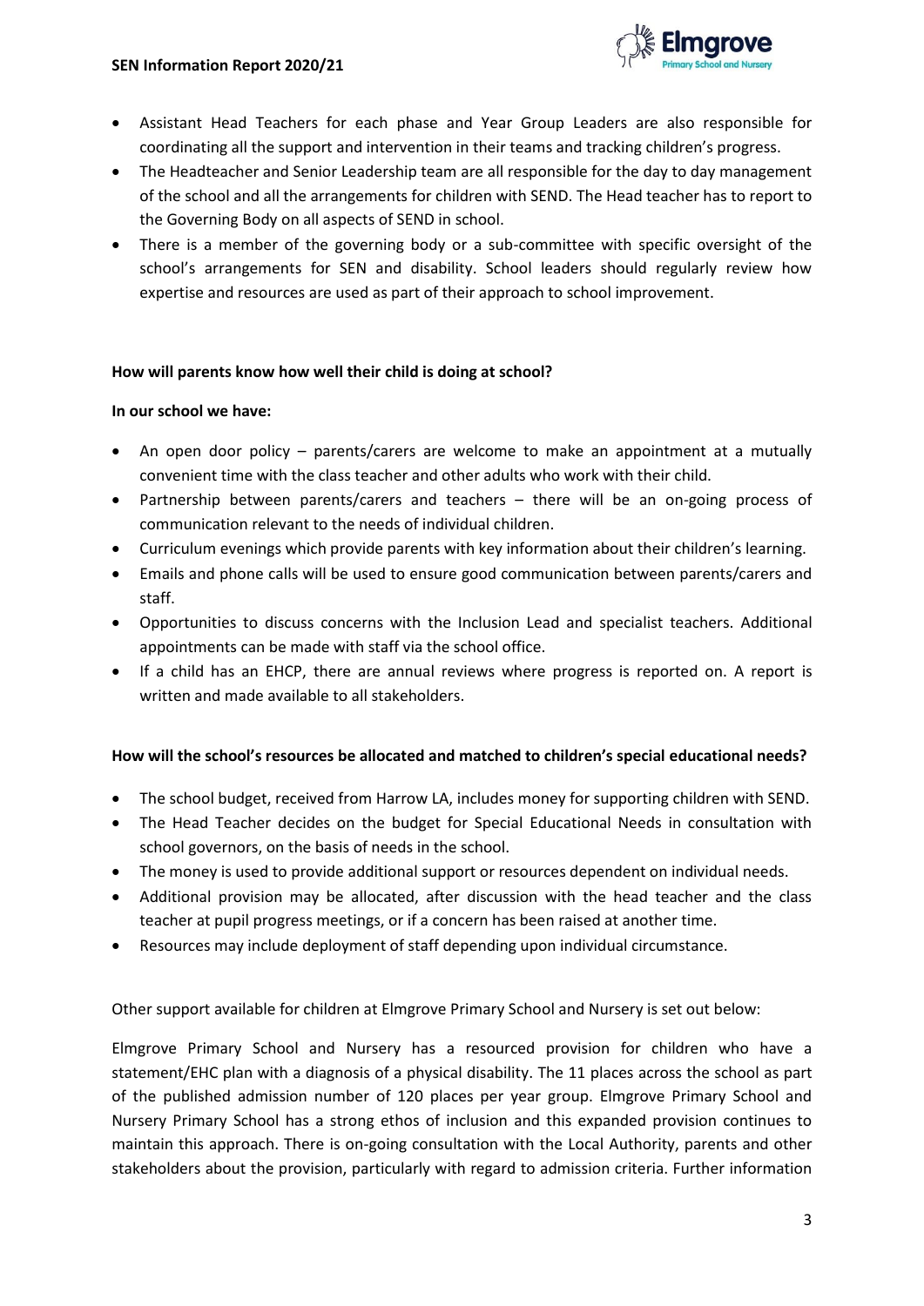- Assistant Head Teachers for each phase and Year Group Leaders are also responsible for coordinating all the support and intervention in their teams and tracking children's progress.
- The Headteacher and Senior Leadership team are all responsible for the day to day management of the school and all the arrangements for children with SEND. The Head teacher has to report to the Governing Body on all aspects of SEND in school.
- There is a member of the governing body or a sub-committee with specific oversight of the school's arrangements for SEN and disability. School leaders should regularly review how expertise and resources are used as part of their approach to school improvement.

**How will parents know how well their child is doing at school?**

**In our school we have:**

- An open door policy – parents/carers are welcome to make an appointment at a mutually convenient time with the class teacher and other adults who work with their child.
- Partnership between parents/carers and teachers – there will be an on-going process of communication relevant to the needs of individual children.
- Curriculum evenings which provide parents with key information about their children's learning.
- Emails and phone calls will be used to ensure good communication between parents/carers and staff.
- Opportunities to discuss concerns with the Inclusion Lead and specialist teachers. Additional appointments can be made with staff via the school office.
- If a child has an EHCP, there are annual reviews where progress is reported on. A report is written and made available to all stakeholders.

**How will the school's resources be allocated and matched to children's special educational needs?**

- The school budget, received from Harrow LA, includes money for supporting children with SEND.
- The Head Teacher decides on the budget for Special Educational Needs in consultation with school governors, on the basis of needs in the school.
- The money is used to provide additional support or resources dependent on individual needs.
- Additional provision may be allocated, after discussion with the head teacher and the class teacher at pupil progress meetings, or if a concern has been raised at another time.
- Resources may include deployment of staff depending upon individual circumstance.

Other support available for children at Elmgrove Primary School and Nursery is set out below:

Elmgrove Primary School and Nursery has a resourced provision for children who have a statement/EHC plan with a diagnosis of a physical disability. The 11 places across the school as part of the published admission number of 120 places per year group. Elmgrove Primary School and Nursery Primary School has a strong ethos of inclusion and this expanded provision continues to maintain this approach. There is on-going consultation with the Local Authority, parents and other stakeholders about the provision, particularly with regard to admission criteria. Further information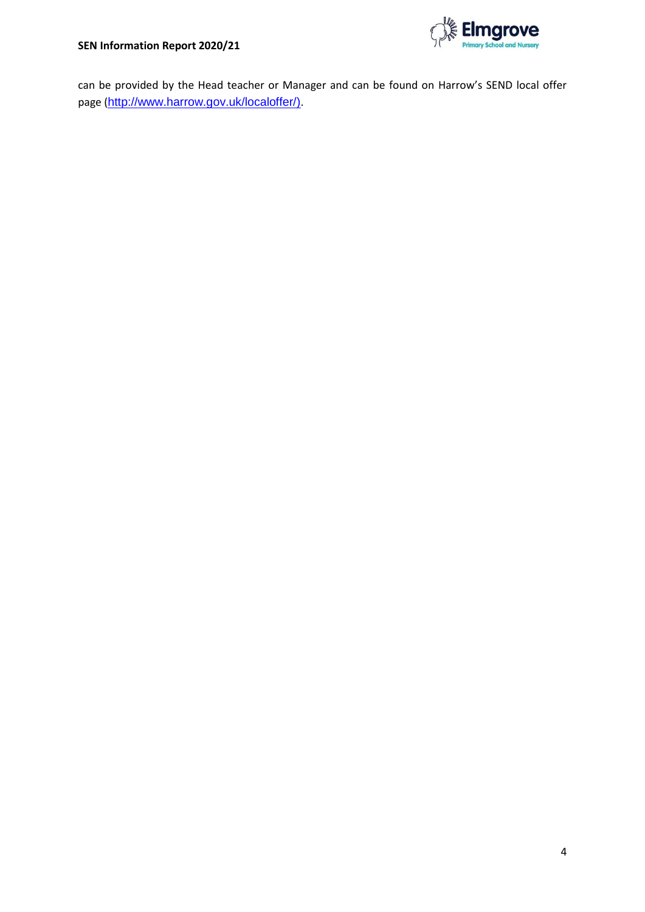can be provided by the Head teacher or Manager and can be found on Harrow's SEND local offer page (http://www.harrow.gov.uk/localoffer/).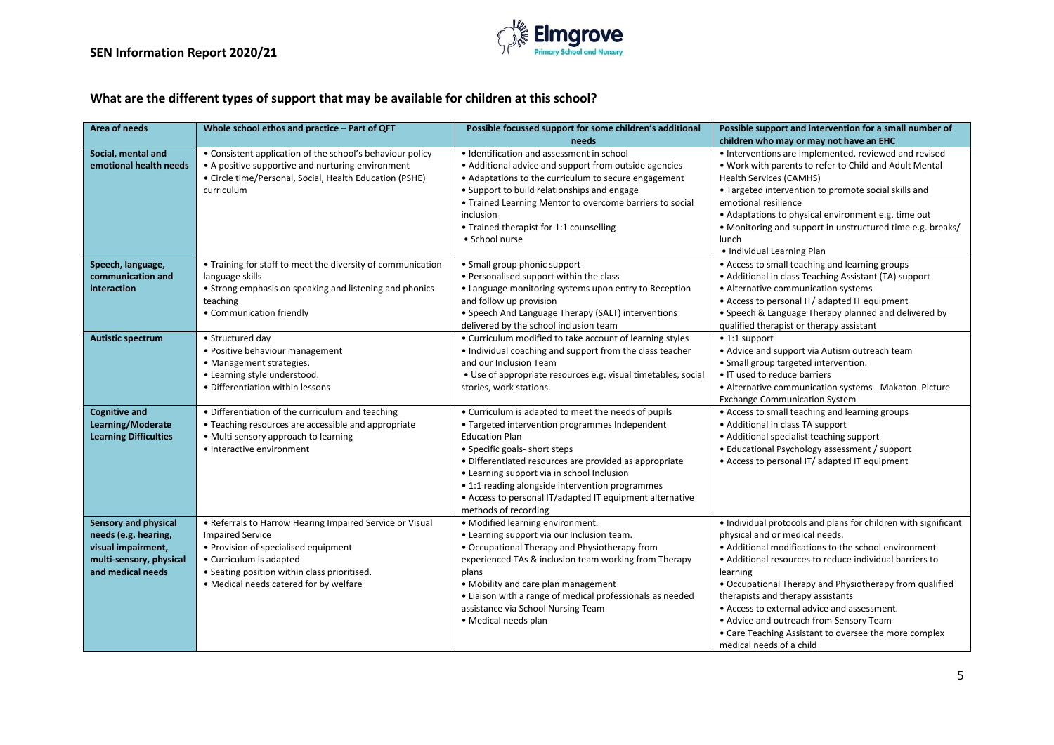## What are the different types of support that may be available for children at this school?

| Area of needs | Whole school ethos and practice – Part of QFT | Possible focussed support for some children's additional needs | Possible support and intervention for a small number of children who may or may not have an EHC |
|---|---|---|---|
| **Social, mental and emotional health needs** | • Consistent application of the school's behaviour policy<br>• A positive supportive and nurturing environment<br>• Circle time/Personal, Social, Health Education (PSHE) curriculum | • Identification and assessment in school<br>• Additional advice and support from outside agencies<br>• Adaptations to the curriculum to secure engagement<br>• Support to build relationships and engage<br>• Trained Learning Mentor to overcome barriers to social inclusion<br>• Trained therapist for 1:1 counselling<br>• School nurse | • Interventions are implemented, reviewed and revised<br>• Work with parents to refer to Child and Adult Mental Health Services (CAMHS)<br>• Targeted intervention to promote social skills and emotional resilience<br>• Adaptations to physical environment e.g. time out<br>• Monitoring and support in unstructured time e.g. breaks/ lunch<br>• Individual Learning Plan |
| **Speech, language, communication and interaction** | • Training for staff to meet the diversity of communication language skills<br>• Strong emphasis on speaking and listening and phonics teaching<br>• Communication friendly | • Small group phonic support<br>• Personalised support within the class<br>• Language monitoring systems upon entry to Reception and follow up provision<br>• Speech And Language Therapy (SALT) interventions delivered by the school inclusion team | • Access to small teaching and learning groups<br>• Additional in class Teaching Assistant (TA) support<br>• Alternative communication systems<br>• Access to personal IT/ adapted IT equipment<br>• Speech & Language Therapy planned and delivered by qualified therapist or therapy assistant |
| **Autistic spectrum** | • Structured day<br>• Positive behaviour management<br>• Management strategies.<br>• Learning style understood.<br>• Differentiation within lessons | • Curriculum modified to take account of learning styles<br>• Individual coaching and support from the class teacher and our Inclusion Team<br>• Use of appropriate resources e.g. visual timetables, social stories, work stations. | • 1:1 support<br>• Advice and support via Autism outreach team<br>• Small group targeted intervention.<br>• IT used to reduce barriers<br>• Alternative communication systems - Makaton. Picture Exchange Communication System |
| **Cognitive and Learning/Moderate Learning Difficulties** | • Differentiation of the curriculum and teaching<br>• Teaching resources are accessible and appropriate<br>• Multi sensory approach to learning<br>• Interactive environment | • Curriculum is adapted to meet the needs of pupils<br>• Targeted intervention programmes Independent Education Plan<br>• Specific goals- short steps<br>• Differentiated resources are provided as appropriate<br>• Learning support via in school Inclusion<br>• 1:1 reading alongside intervention programmes<br>• Access to personal IT/adapted IT equipment alternative methods of recording | • Access to small teaching and learning groups<br>• Additional in class TA support<br>• Additional specialist teaching support<br>• Educational Psychology assessment / support<br>• Access to personal IT/ adapted IT equipment |
| **Sensory and physical needs (e.g. hearing, visual impairment, multi-sensory, physical and medical needs** | • Referrals to Harrow Hearing Impaired Service or Visual Impaired Service<br>• Provision of specialised equipment<br>• Curriculum is adapted<br>• Seating position within class prioritised.<br>• Medical needs catered for by welfare | • Modified learning environment.<br>• Learning support via our Inclusion team.<br>• Occupational Therapy and Physiotherapy from experienced TAs & inclusion team working from Therapy plans<br>• Mobility and care plan management<br>• Liaison with a range of medical professionals as needed assistance via School Nursing Team<br>• Medical needs plan | • Individual protocols and plans for children with significant physical and or medical needs.<br>• Additional modifications to the school environment<br>• Additional resources to reduce individual barriers to learning<br>• Occupational Therapy and Physiotherapy from qualified therapists and therapy assistants<br>• Access to external advice and assessment.<br>• Advice and outreach from Sensory Team<br>• Care Teaching Assistant to oversee the more complex medical needs of a child |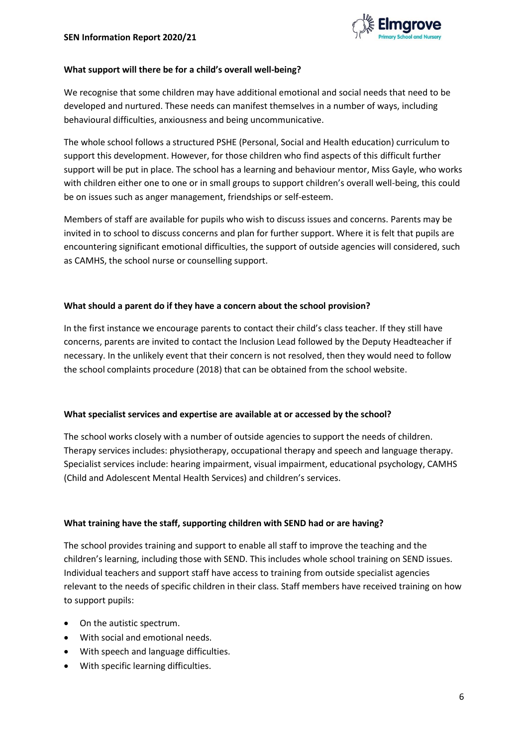### What support will there be for a child's overall well-being?

We recognise that some children may have additional emotional and social needs that need to be developed and nurtured. These needs can manifest themselves in a number of ways, including behavioural difficulties, anxiousness and being uncommunicative.

The whole school follows a structured PSHE (Personal, Social and Health education) curriculum to support this development. However, for those children who find aspects of this difficult further support will be put in place. The school has a learning and behaviour mentor, Miss Gayle, who works with children either one to one or in small groups to support children's overall well-being, this could be on issues such as anger management, friendships or self-esteem.

Members of staff are available for pupils who wish to discuss issues and concerns. Parents may be invited in to school to discuss concerns and plan for further support. Where it is felt that pupils are encountering significant emotional difficulties, the support of outside agencies will considered, such as CAMHS, the school nurse or counselling support.

### What should a parent do if they have a concern about the school provision?

In the first instance we encourage parents to contact their child's class teacher. If they still have concerns, parents are invited to contact the Inclusion Lead followed by the Deputy Headteacher if necessary. In the unlikely event that their concern is not resolved, then they would need to follow the school complaints procedure (2018) that can be obtained from the school website.

### What specialist services and expertise are available at or accessed by the school?

The school works closely with a number of outside agencies to support the needs of children. Therapy services includes: physiotherapy, occupational therapy and speech and language therapy. Specialist services include: hearing impairment, visual impairment, educational psychology, CAMHS (Child and Adolescent Mental Health Services) and children's services.

### What training have the staff, supporting children with SEND had or are having?

The school provides training and support to enable all staff to improve the teaching and the children's learning, including those with SEND. This includes whole school training on SEND issues. Individual teachers and support staff have access to training from outside specialist agencies relevant to the needs of specific children in their class. Staff members have received training on how to support pupils:

- On the autistic spectrum.
- With social and emotional needs.
- With speech and language difficulties.
- With specific learning difficulties.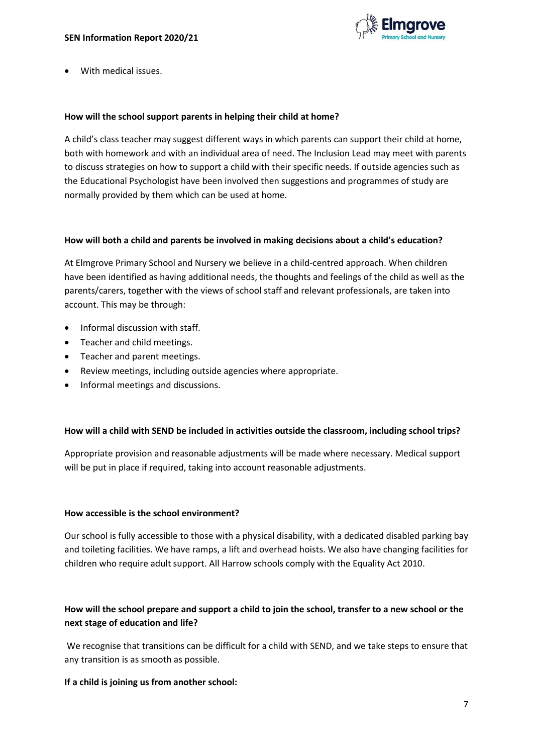- With medical issues.

**How will the school support parents in helping their child at home?**

A child's class teacher may suggest different ways in which parents can support their child at home, both with homework and with an individual area of need. The Inclusion Lead may meet with parents to discuss strategies on how to support a child with their specific needs. If outside agencies such as the Educational Psychologist have been involved then suggestions and programmes of study are normally provided by them which can be used at home.

**How will both a child and parents be involved in making decisions about a child's education?**

At Elmgrove Primary School and Nursery we believe in a child-centred approach. When children have been identified as having additional needs, the thoughts and feelings of the child as well as the parents/carers, together with the views of school staff and relevant professionals, are taken into account. This may be through:

- Informal discussion with staff.
- Teacher and child meetings.
- Teacher and parent meetings.
- Review meetings, including outside agencies where appropriate.
- Informal meetings and discussions.

**How will a child with SEND be included in activities outside the classroom, including school trips?**

Appropriate provision and reasonable adjustments will be made where necessary. Medical support will be put in place if required, taking into account reasonable adjustments.

**How accessible is the school environment?**

Our school is fully accessible to those with a physical disability, with a dedicated disabled parking bay and toileting facilities. We have ramps, a lift and overhead hoists. We also have changing facilities for children who require adult support. All Harrow schools comply with the Equality Act 2010.

**How will the school prepare and support a child to join the school, transfer to a new school or the next stage of education and life?**

We recognise that transitions can be difficult for a child with SEND, and we take steps to ensure that any transition is as smooth as possible.

**If a child is joining us from another school:**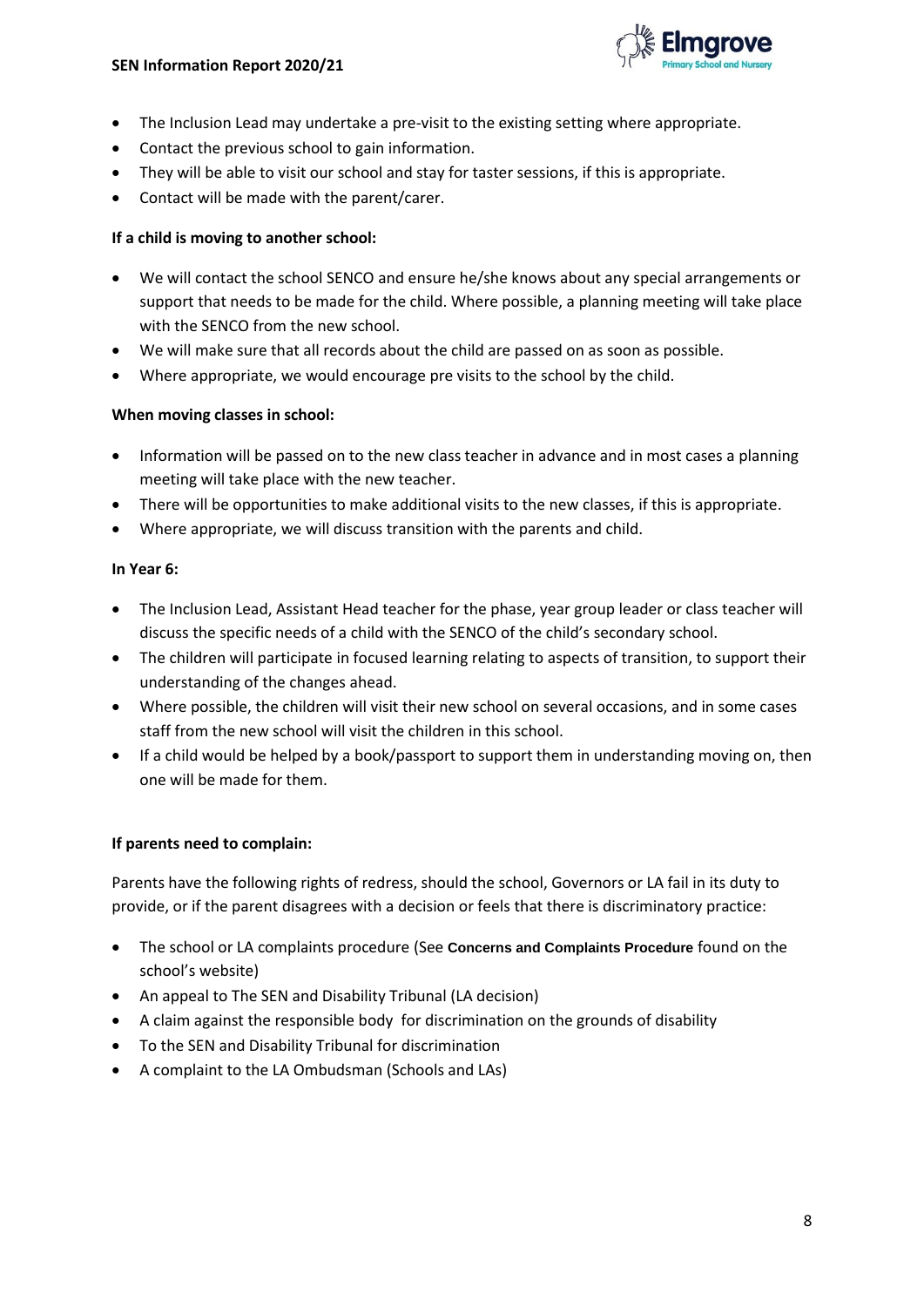- The Inclusion Lead may undertake a pre-visit to the existing setting where appropriate.
- Contact the previous school to gain information.
- They will be able to visit our school and stay for taster sessions, if this is appropriate.
- Contact will be made with the parent/carer.

**If a child is moving to another school:**

- We will contact the school SENCO and ensure he/she knows about any special arrangements or support that needs to be made for the child. Where possible, a planning meeting will take place with the SENCO from the new school.
- We will make sure that all records about the child are passed on as soon as possible.
- Where appropriate, we would encourage pre visits to the school by the child.

**When moving classes in school:**

- Information will be passed on to the new class teacher in advance and in most cases a planning meeting will take place with the new teacher.
- There will be opportunities to make additional visits to the new classes, if this is appropriate.
- Where appropriate, we will discuss transition with the parents and child.

**In Year 6:**

- The Inclusion Lead, Assistant Head teacher for the phase, year group leader or class teacher will discuss the specific needs of a child with the SENCO of the child's secondary school.
- The children will participate in focused learning relating to aspects of transition, to support their understanding of the changes ahead.
- Where possible, the children will visit their new school on several occasions, and in some cases staff from the new school will visit the children in this school.
- If a child would be helped by a book/passport to support them in understanding moving on, then one will be made for them.

**If parents need to complain:**

Parents have the following rights of redress, should the school, Governors or LA fail in its duty to provide, or if the parent disagrees with a decision or feels that there is discriminatory practice:

- The school or LA complaints procedure (See **Concerns and Complaints Procedure** found on the school's website)
- An appeal to The SEN and Disability Tribunal (LA decision)
- A claim against the responsible body for discrimination on the grounds of disability
- To the SEN and Disability Tribunal for discrimination
- A complaint to the LA Ombudsman (Schools and LAs)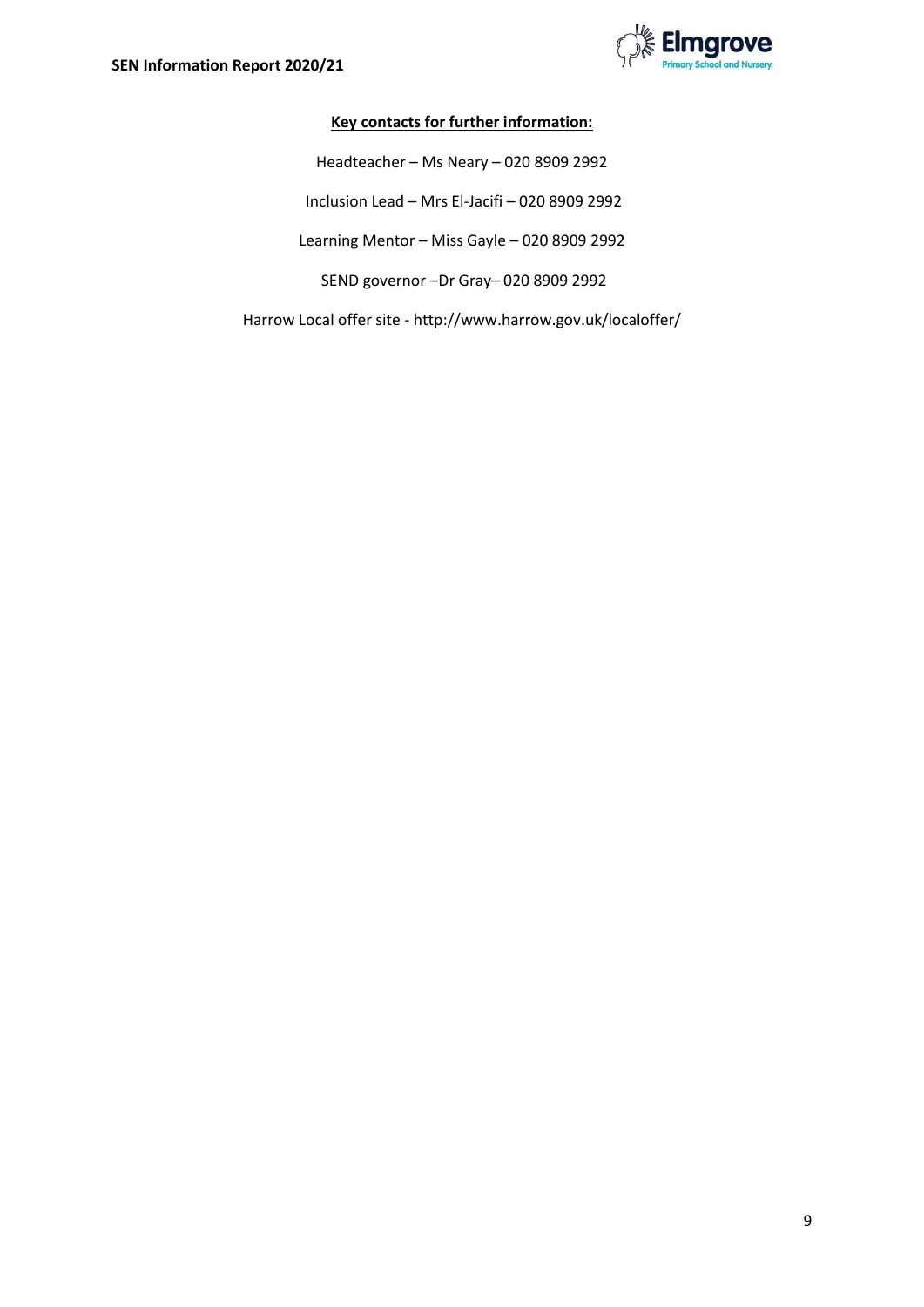**Key contacts for further information:**

Headteacher – Ms Neary – 020 8909 2992

Inclusion Lead – Mrs El-Jacifi – 020 8909 2992

Learning Mentor – Miss Gayle – 020 8909 2992

SEND governor –Dr Gray– 020 8909 2992

Harrow Local offer site - http://www.harrow.gov.uk/localoffer/